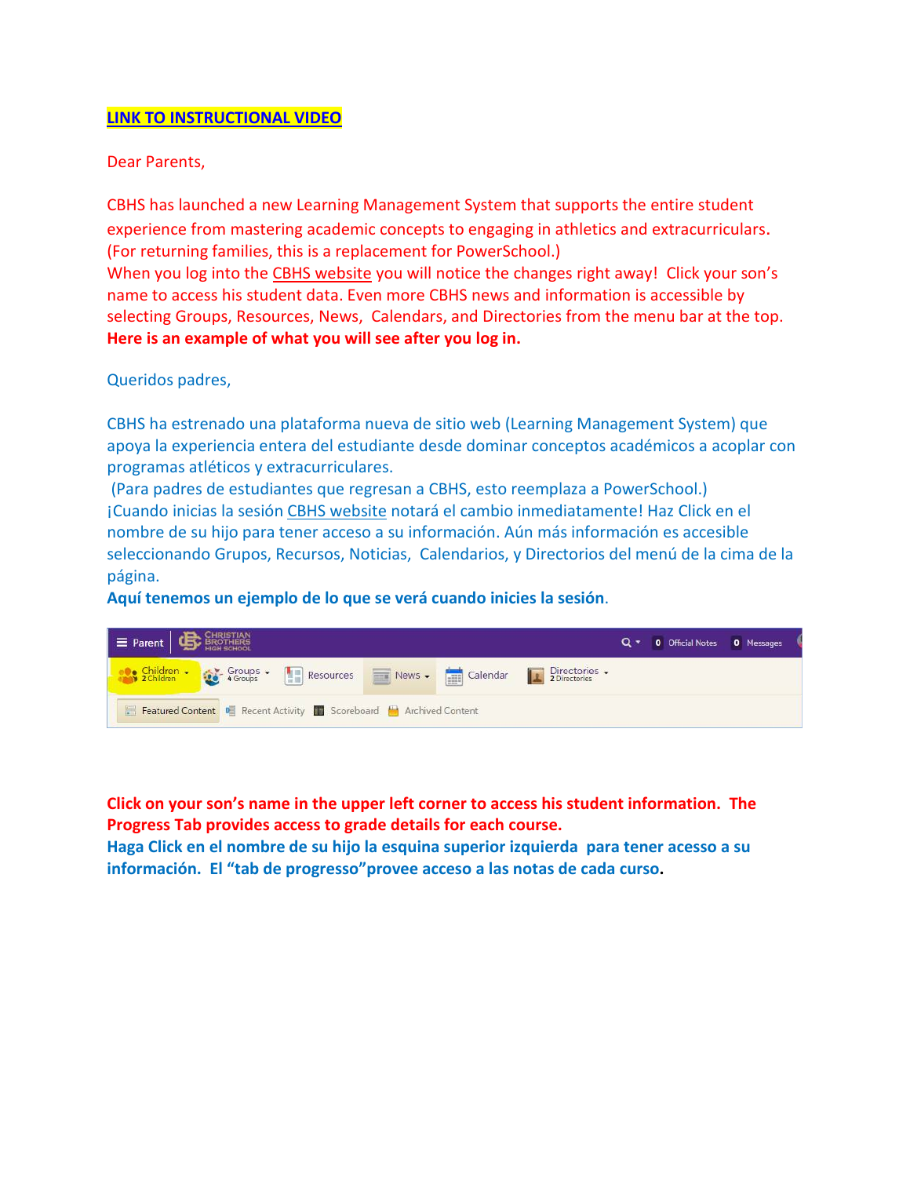**LINK TO INSTRUCTIONAL VIDEO**

Dear Parents,

CBHS has launched a new Learning Management System that supports the entire student experience from mastering academic concepts to engaging in athletics and extracurriculars. (For returning families, this is a replacement for PowerSchool.)
When you log into the CBHS website you will notice the changes right away! Click your son's name to access his student data. Even more CBHS news and information is accessible by selecting Groups, Resources, News, Calendars, and Directories from the menu bar at the top.
**Here is an example of what you will see after you log in.**

Queridos padres,

CBHS ha estrenado una plataforma nueva de sitio web (Learning Management System) que apoya la experiencia entera del estudiante desde dominar conceptos académicos a acoplar con programas atléticos y extracurriculares.
(Para padres de estudiantes que regresan a CBHS, esto reemplaza a PowerSchool.)
¡Cuando inicias la sesión CBHS website notará el cambio inmediatamente! Haz Click en el nombre de su hijo para tener acceso a su información. Aún más información es accesible seleccionando Grupos, Recursos, Noticias, Calendarios, y Directorios del menú de la cima de la página.
**Aquí tenemos un ejemplo de lo que se verá cuando inicies la sesión.**

**Click on your son's name in the upper left corner to access his student information. The Progress Tab provides access to grade details for each course.**
**Haga Click en el nombre de su hijo la esquina superior izquierda para tener acesso a su información. El "tab de progresso" provee acceso a las notas de cada curso.**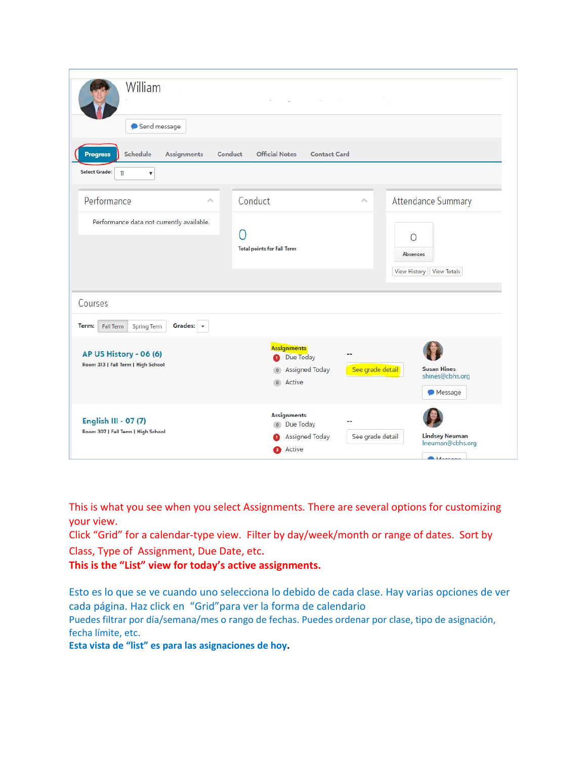William

Send message

Progress | Schedule | Assignments | Conduct | Official Notes | Contact Card

Select Grade: 11

**Performance**

Performance data not currently available.

**Conduct**

0

Total points for Fall Term

**Attendance Summary**

0

Absences

View History | View Totals

**Courses**

Term: Fall Term | Spring Term    Grades:

**AP US History - 06 (6)**
Room 313 | Fall Term | High School

Assignments
- 1 Due Today
- 0 Assigned Today
- 0 Active

--

See grade detail

Susan Hines
shines@cbhs.org

Message

**English III - 07 (7)**
Room 307 | Fall Term | High School

Assignments
- 0 Due Today
- 1 Assigned Today
- 3 Active

--

See grade detail

Lindsey Neuman
lneuman@cbhs.org

Message

This is what you see when you select Assignments. There are several options for customizing your view.
Click "Grid" for a calendar-type view. Filter by day/week/month or range of dates. Sort by Class, Type of Assignment, Due Date, etc.
**This is the "List" view for today's active assignments.**

Esto es lo que se ve cuando uno selecciona lo debido de cada clase. Hay varias opciones de ver cada página. Haz click en "Grid"para ver la forma de calendario
Puedes filtrar por día/semana/mes o rango de fechas. Puedes ordenar por clase, tipo de asignación, fecha límite, etc.
**Esta vista de "list" es para las asignaciones de hoy.**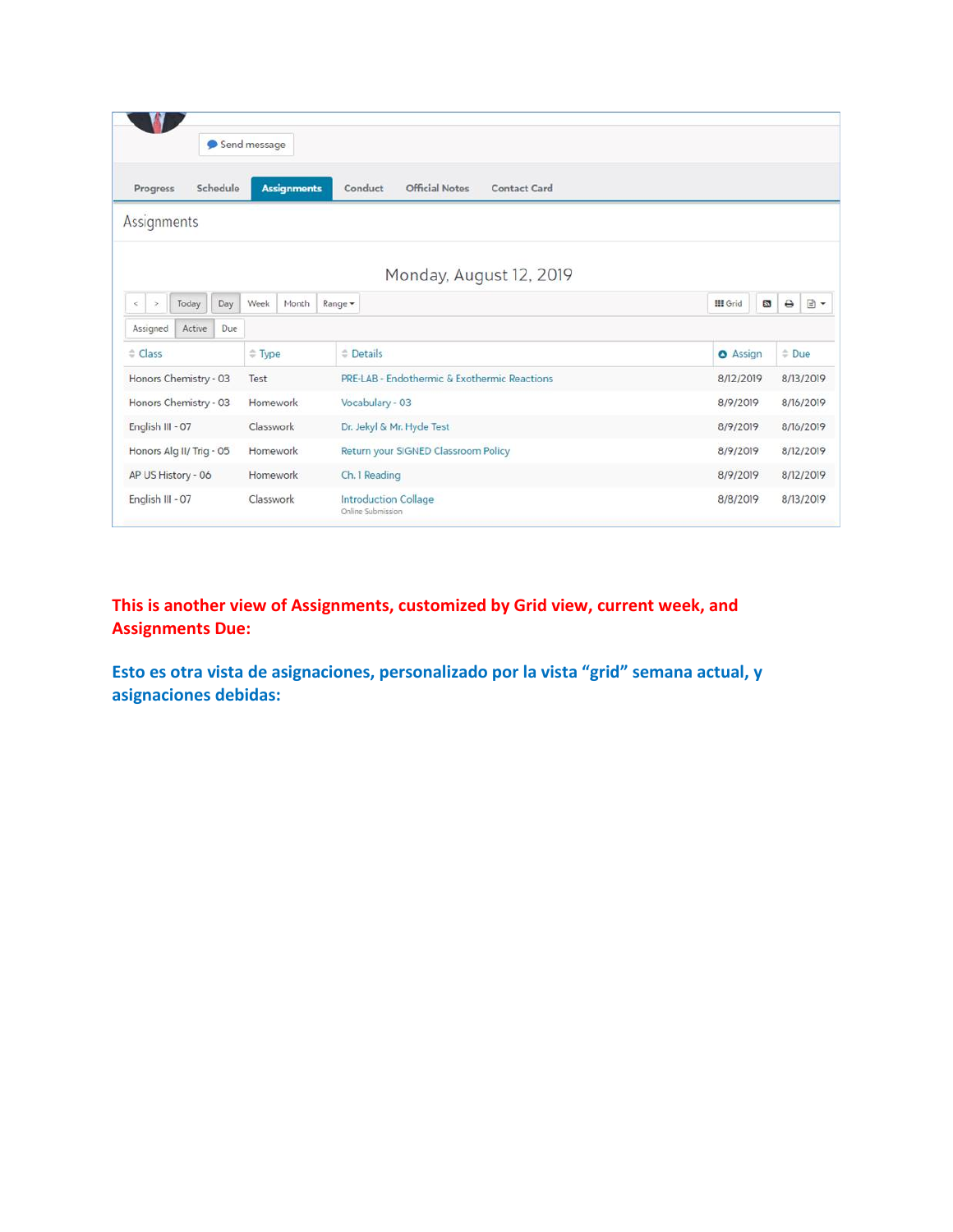Send message

Progress | Schedule | **Assignments** | Conduct | Official Notes | Contact Card

## Assignments

Monday, August 12, 2019

< > Today Day Week Month Range ▾ Grid

Assigned Active Due

| Class | Type | Details | Assign | Due |
|---|---|---|---|---|
| Honors Chemistry - 03 | Test | PRE-LAB - Endothermic & Exothermic Reactions | 8/12/2019 | 8/13/2019 |
| Honors Chemistry - 03 | Homework | Vocabulary - 03 | 8/9/2019 | 8/16/2019 |
| English III - 07 | Classwork | Dr. Jekyl & Mr. Hyde Test | 8/9/2019 | 8/16/2019 |
| Honors Alg II/ Trig - 05 | Homework | Return your SIGNED Classroom Policy | 8/9/2019 | 8/12/2019 |
| AP US History - 06 | Homework | Ch. 1 Reading | 8/9/2019 | 8/12/2019 |
| English III - 07 | Classwork | Introduction Collage<br>Online Submission | 8/8/2019 | 8/13/2019 |

**This is another view of Assignments, customized by Grid view, current week, and Assignments Due:**

**Esto es otra vista de asignaciones, personalizado por la vista “grid” semana actual, y asignaciones debidas:**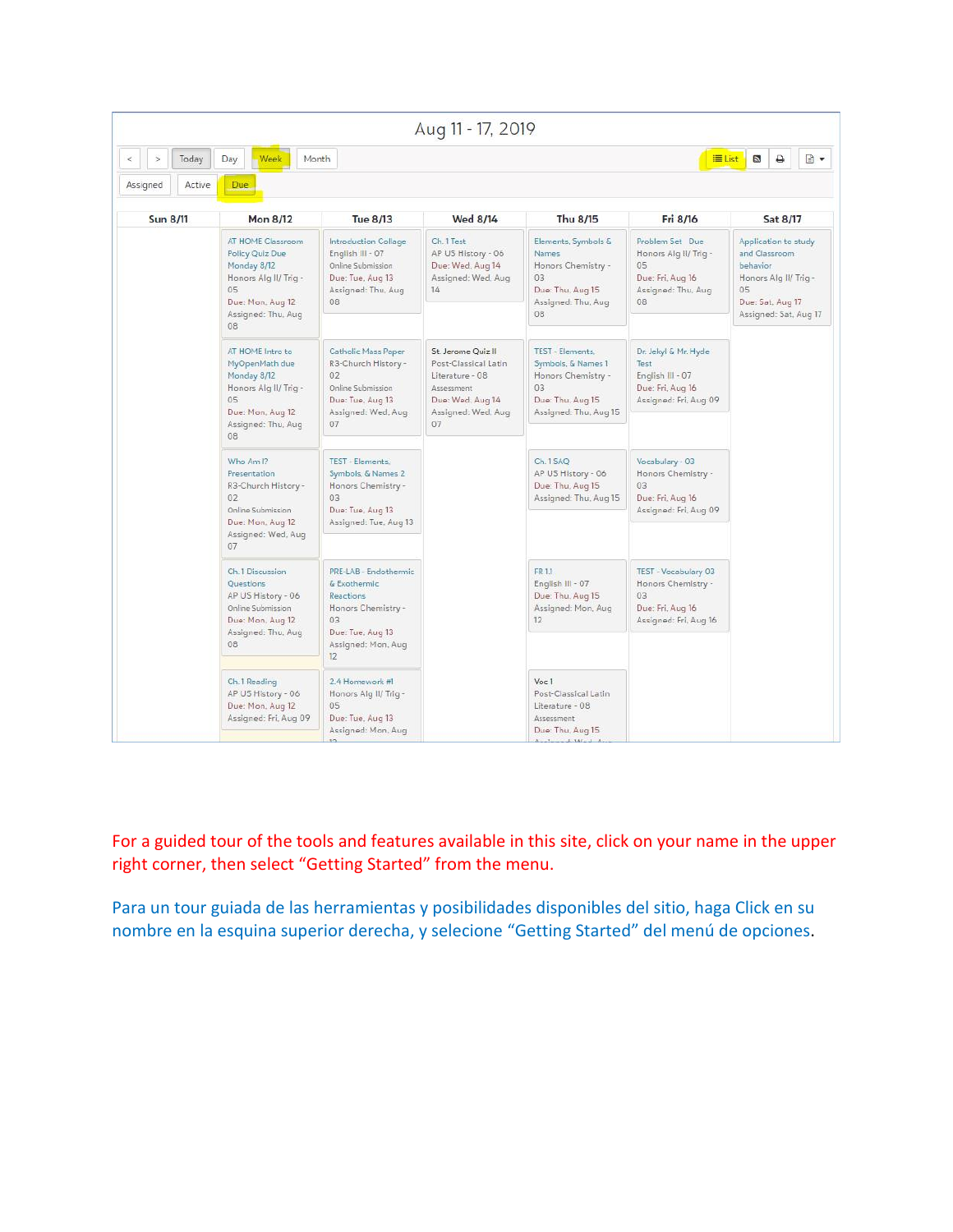# Aug 11 - 17, 2019

< > Today Day **Week** Month — **List**

Assigned Active **Due**

| Sun 8/11 | Mon 8/12 | Tue 8/13 | Wed 8/14 | Thu 8/15 | Fri 8/16 | Sat 8/17 |
|---|---|---|---|---|---|---|
| | AT HOME Classroom Policy Quiz Due Monday 8/12 Honors Alg II/ Trig - 05 Due: Mon, Aug 12 Assigned: Thu, Aug 08 | Introduction Collage English III - 07 Online Submission Due: Tue, Aug 13 Assigned: Thu, Aug 08 | Ch. 1 Test AP US History - 06 Due: Wed, Aug 14 Assigned: Wed, Aug 14 | Elements, Symbols & Names Honors Chemistry - 03 Due: Thu, Aug 15 Assigned: Thu, Aug 08 | Problem Set Due Honors Alg II/ Trig - 05 Due: Fri, Aug 16 Assigned: Thu, Aug 08 | Application to study and Classroom behavior Honors Alg II/ Trig - 05 Due: Sat, Aug 17 Assigned: Sat, Aug 17 |
| | AT HOME Intro to MyOpenMath due Monday 8/12 Honors Alg II/ Trig - 05 Due: Mon, Aug 12 Assigned: Thu, Aug 08 | Catholic Mass Paper R3-Church History - 02 Online Submission Due: Tue, Aug 13 Assigned: Wed, Aug 07 | St Jerome Quiz II Post-Classical Latin Literature - 08 Assessment Due: Wed, Aug 14 Assigned: Wed, Aug 07 | TEST - Elements, Symbols, & Names 1 Honors Chemistry - 03 Due: Thu, Aug 15 Assigned: Thu, Aug 15 | Dr. Jekyl & Mr. Hyde Test English III - 07 Due: Fri, Aug 16 Assigned: Fri, Aug 09 | |
| | Who Am I? Presentation R3-Church History - 02 Online Submission Due: Mon, Aug 12 Assigned: Wed, Aug 07 | TEST - Elements, Symbols, & Names 2 Honors Chemistry - 03 Due: Tue, Aug 13 Assigned: Tue, Aug 13 | | Ch. 1 SAQ AP US History - 06 Due: Thu, Aug 15 Assigned: Thu, Aug 15 | Vocabulary - 03 Honors Chemistry - 03 Due: Fri, Aug 16 Assigned: Fri, Aug 09 | |
| | Ch. 1 Discussion Questions AP US History - 06 Online Submission Due: Mon, Aug 12 Assigned: Thu, Aug 08 | PRE-LAB - Endothermic & Exothermic Reactions Honors Chemistry - 03 Due: Tue, Aug 13 Assigned: Mon, Aug 12 | | FR 1.1 English III - 07 Due: Thu, Aug 15 Assigned: Mon, Aug 12 | TEST - Vocabulary 03 Honors Chemistry - 03 Due: Fri, Aug 16 Assigned: Fri, Aug 16 | |
| | Ch. 1 Reading AP US History - 06 Due: Mon, Aug 12 Assigned: Fri, Aug 09 | 2.4 Homework #1 Honors Alg II/ Trig - 05 Due: Tue, Aug 13 Assigned: Mon, Aug 12 | | Voc 1 Post-Classical Latin Literature - 08 Assessment Due: Thu, Aug 15 Assigned: Wed, Aug | | |

For a guided tour of the tools and features available in this site, click on your name in the upper right corner, then select "Getting Started" from the menu.

Para un tour guiada de las herramientas y posibilidades disponibles del sitio, haga Click en su nombre en la esquina superior derecha, y selecione "Getting Started" del menú de opciones.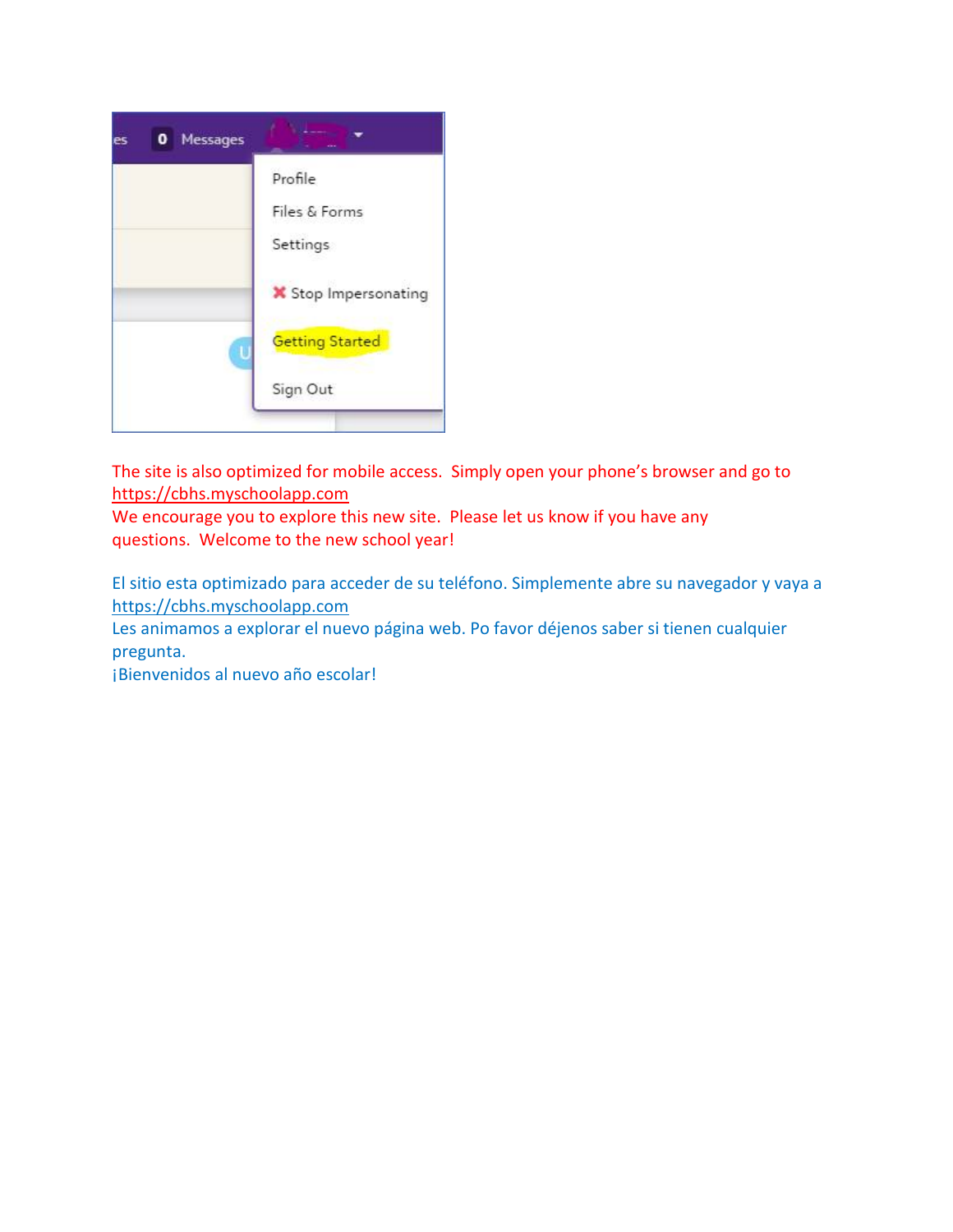The site is also optimized for mobile access. Simply open your phone's browser and go to https://cbhs.myschoolapp.com

We encourage you to explore this new site. Please let us know if you have any questions. Welcome to the new school year!

El sitio esta optimizado para acceder de su teléfono. Simplemente abre su navegador y vaya a https://cbhs.myschoolapp.com

Les animamos a explorar el nuevo página web. Po favor déjenos saber si tienen cualquier pregunta.

¡Bienvenidos al nuevo año escolar!